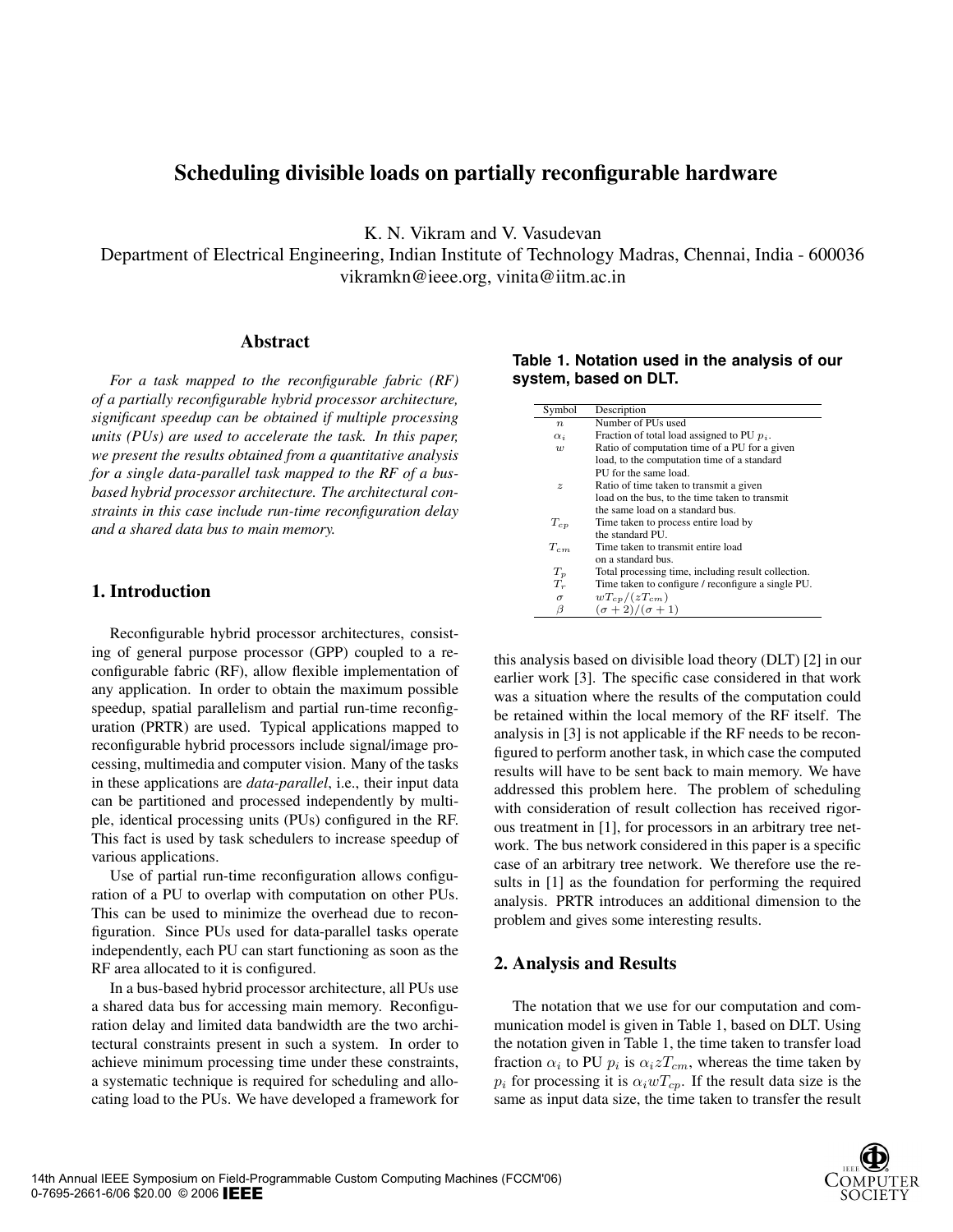// Scheduling divisible loads on partially reconfigurable hardware

# Scheduling divisible loads on partially reconfigurable hardware

K. N. Vikram and V. Vasudevan

Department of Electrical Engineering, Indian Institute of Technology Madras, Chennai, India - 600036

vikramkn@ieee.org, vinita@iitm.ac.in

## Abstract

*For a task mapped to the reconfigurable fabric (RF) of a partially reconfigurable hybrid processor architecture, significant speedup can be obtained if multiple processing units (PUs) are used to accelerate the task. In this paper, we present the results obtained from a quantitative analysis for a single data-parallel task mapped to the RF of a bus-based hybrid processor architecture. The architectural constraints in this case include run-time reconfiguration delay and a shared data bus to main memory.*

## 1. Introduction

Reconfigurable hybrid processor architectures, consisting of general purpose processor (GPP) coupled to a reconfigurable fabric (RF), allow flexible implementation of any application. In order to obtain the maximum possible speedup, spatial parallelism and partial run-time reconfiguration (PRTR) are used. Typical applications mapped to reconfigurable hybrid processors include signal/image processing, multimedia and computer vision. Many of the tasks in these applications are *data-parallel*, i.e., their input data can be partitioned and processed independently by multiple, identical processing units (PUs) configured in the RF. This fact is used by task schedulers to increase speedup of various applications.

Use of partial run-time reconfiguration allows configuration of a PU to overlap with computation on other PUs. This can be used to minimize the overhead due to reconfiguration. Since PUs used for data-parallel tasks operate independently, each PU can start functioning as soon as the RF area allocated to it is configured.

In a bus-based hybrid processor architecture, all PUs use a shared data bus for accessing main memory. Reconfiguration delay and limited data bandwidth are the two architectural constraints present in such a system. In order to achieve minimum processing time under these constraints, a systematic technique is required for scheduling and allocating load to the PUs. We have developed a framework for this analysis based on divisible load theory (DLT) [2] in our earlier work [3]. The specific case considered in that work was a situation where the results of the computation could be retained within the local memory of the RF itself. The analysis in [3] is not applicable if the RF needs to be reconfigured to perform another task, in which case the computed results will have to be sent back to main memory. We have addressed this problem here. The problem of scheduling with consideration of result collection has received rigorous treatment in [1], for processors in an arbitrary tree network. The bus network considered in this paper is a specific case of an arbitrary tree network. We therefore use the results in [1] as the foundation for performing the required analysis. PRTR introduces an additional dimension to the problem and gives some interesting results.

**Table 1. Notation used in the analysis of our system, based on DLT.**

| Symbol | Description |
|---|---|
| $n$ | Number of PUs used |
| $\alpha_i$ | Fraction of total load assigned to PU $p_i$. |
| $w$ | Ratio of computation time of a PU for a given load, to the computation time of a standard PU for the same load. |
| $z$ | Ratio of time taken to transmit a given load on the bus, to the time taken to transmit the same load on a standard bus. |
| $T_{cp}$ | Time taken to process entire load by the standard PU. |
| $T_{cm}$ | Time taken to transmit entire load on a standard bus. |
| $T_p$ | Total processing time, including result collection. |
| $T_r$ | Time taken to configure / reconfigure a single PU. |
| $\sigma$ | $wT_{cp}/(zT_{cm})$ |
| $\beta$ | $(\sigma+2)/(\sigma+1)$ |

## 2. Analysis and Results

The notation that we use for our computation and communication model is given in Table 1, based on DLT. Using the notation given in Table 1, the time taken to transfer load fraction $\alpha_i$ to PU $p_i$ is $\alpha_i z T_{cm}$, whereas the time taken by $p_i$ for processing it is $\alpha_i w T_{cp}$. If the result data size is the same as input data size, the time taken to transfer the result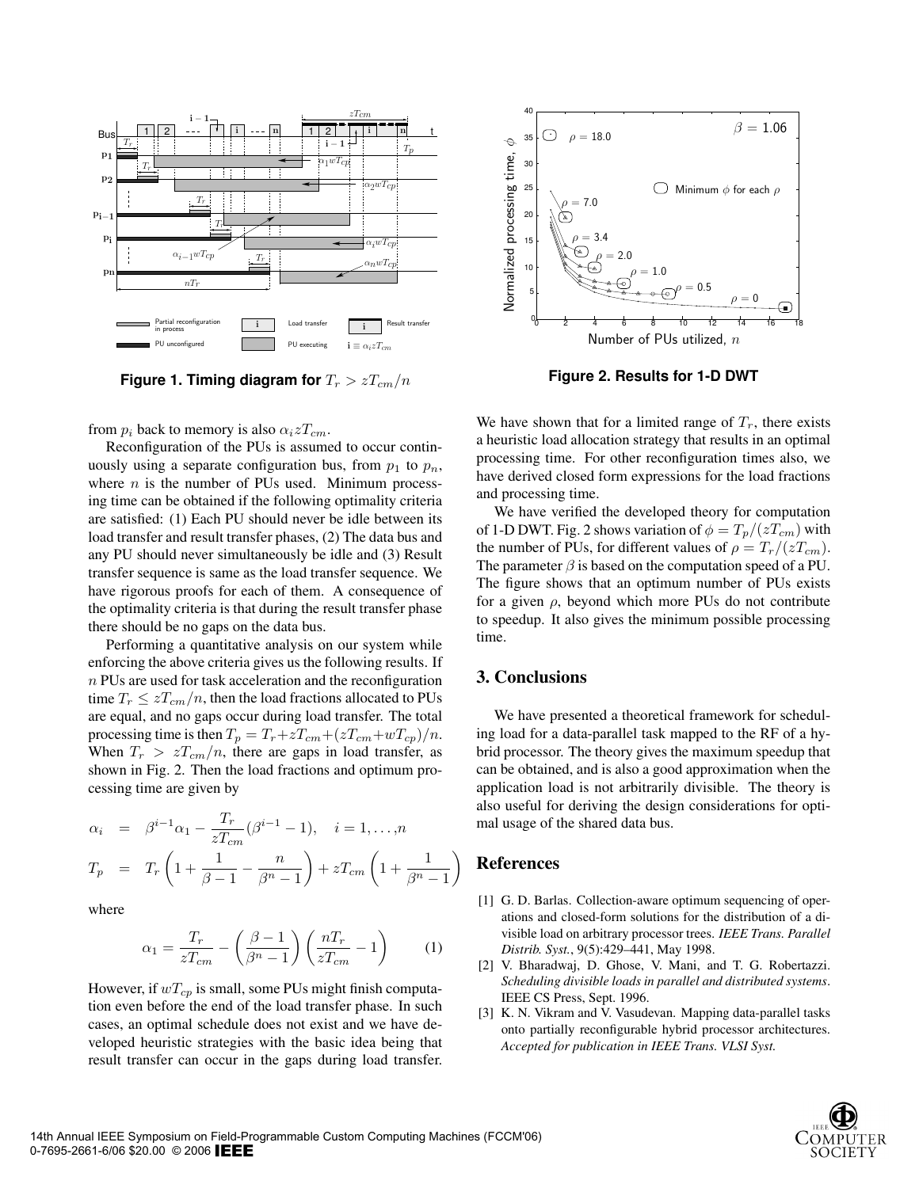Bus

$T_r$

$\mathbf{p_1}$

$\mathbf{p_2}$

$\mathbf{p_{i-1}}$

$\mathbf{p_i}$

$\mathbf{p_n}$

$\mathbf{i-1}$

$zT_{cm}$

$T_p$

$\alpha_1 wT_{cp}$

$\alpha_2 wT_{cp}$

$\alpha_i wT_{cp}$

$\alpha_{i-1} wT_{cp}$

$\alpha_n wT_{cp}$

$nT_r$

t

Partial reconfiguration in process

PU unconfigured

Load transfer

PU executing

Result transfer

$\mathbf{i} \equiv \alpha_i z T_{cm}$

**Figure 1. Timing diagram for $T_r > zT_{cm}/n$**

Normalized processing time, $\phi$

Number of PUs utilized, $n$

$\beta = 1.06$

Minimum $\phi$ for each $\rho$

$\rho = 18.0$

$\rho = 7.0$

$\rho = 3.4$

$\rho = 2.0$

$\rho = 1.0$

$\rho = 0.5$

$\rho = 0$

0 2 4 6 8 10 12 14 16 18

0 5 10 15 20 25 30 35 40

**Figure 2. Results for 1-D DWT**

from $p_i$ back to memory is also $\alpha_i zT_{cm}$.

Reconfiguration of the PUs is assumed to occur continuously using a separate configuration bus, from $p_1$ to $p_n$, where $n$ is the number of PUs used. Minimum processing time can be obtained if the following optimality criteria are satisfied: (1) Each PU should never be idle between its load transfer and result transfer phases, (2) The data bus and any PU should never simultaneously be idle and (3) Result transfer sequence is same as the load transfer sequence. We have rigorous proofs for each of them. A consequence of the optimality criteria is that during the result transfer phase there should be no gaps on the data bus.

Performing a quantitative analysis on our system while enforcing the above criteria gives us the following results. If $n$ PUs are used for task acceleration and the reconfiguration time $T_r \leq zT_{cm}/n$, then the load fractions allocated to PUs are equal, and no gaps occur during load transfer. The total processing time is then $T_p = T_r + zT_{cm} + (zT_{cm} + wT_{cp})/n$. When $T_r > zT_{cm}/n$, there are gaps in load transfer, as shown in Fig. 2. Then the load fractions and optimum processing time are given by

$$
\begin{aligned}
\alpha_i &= \beta^{i-1}\alpha_1 - \frac{T_r}{zT_{cm}}(\beta^{i-1} - 1), \quad i = 1, \ldots, n \\
T_p &= T_r\left(1 + \frac{1}{\beta - 1} - \frac{n}{\beta^n - 1}\right) + zT_{cm}\left(1 + \frac{1}{\beta^n - 1}\right)
\end{aligned}
$$

where

$$
\alpha_1 = \frac{T_r}{zT_{cm}} - \left(\frac{\beta - 1}{\beta^n - 1}\right)\left(\frac{nT_r}{zT_{cm}} - 1\right) \qquad (1)
$$

However, if $wT_{cp}$ is small, some PUs might finish computation even before the end of the load transfer phase. In such cases, an optimal schedule does not exist and we have developed heuristic strategies with the basic idea being that result transfer can occur in the gaps during load transfer. We have shown that for a limited range of $T_r$, there exists a heuristic load allocation strategy that results in an optimal processing time. For other reconfiguration times also, we have derived closed form expressions for the load fractions and processing time.

We have verified the developed theory for computation of 1-D DWT. Fig. 2 shows variation of $\phi = T_p/(zT_{cm})$ with the number of PUs, for different values of $\rho = T_r/(zT_{cm})$. The parameter $\beta$ is based on the computation speed of a PU. The figure shows that an optimum number of PUs exists for a given $\rho$, beyond which more PUs do not contribute to speedup. It also gives the minimum possible processing time.

## 3. Conclusions

We have presented a theoretical framework for scheduling load for a data-parallel task mapped to the RF of a hybrid processor. The theory gives the maximum speedup that can be obtained, and is also a good approximation when the application load is not arbitrarily divisible. The theory is also useful for deriving the design considerations for optimal usage of the shared data bus.

## References

[1] G. D. Barlas. Collection-aware optimum sequencing of operations and closed-form solutions for the distribution of a divisible load on arbitrary processor trees. *IEEE Trans. Parallel Distrib. Syst.*, 9(5):429–441, May 1998.

[2] V. Bharadwaj, D. Ghose, V. Mani, and T. G. Robertazzi. *Scheduling divisible loads in parallel and distributed systems*. IEEE CS Press, Sept. 1996.

[3] K. N. Vikram and V. Vasudevan. Mapping data-parallel tasks onto partially reconfigurable hybrid processor architectures. *Accepted for publication in IEEE Trans. VLSI Syst.*